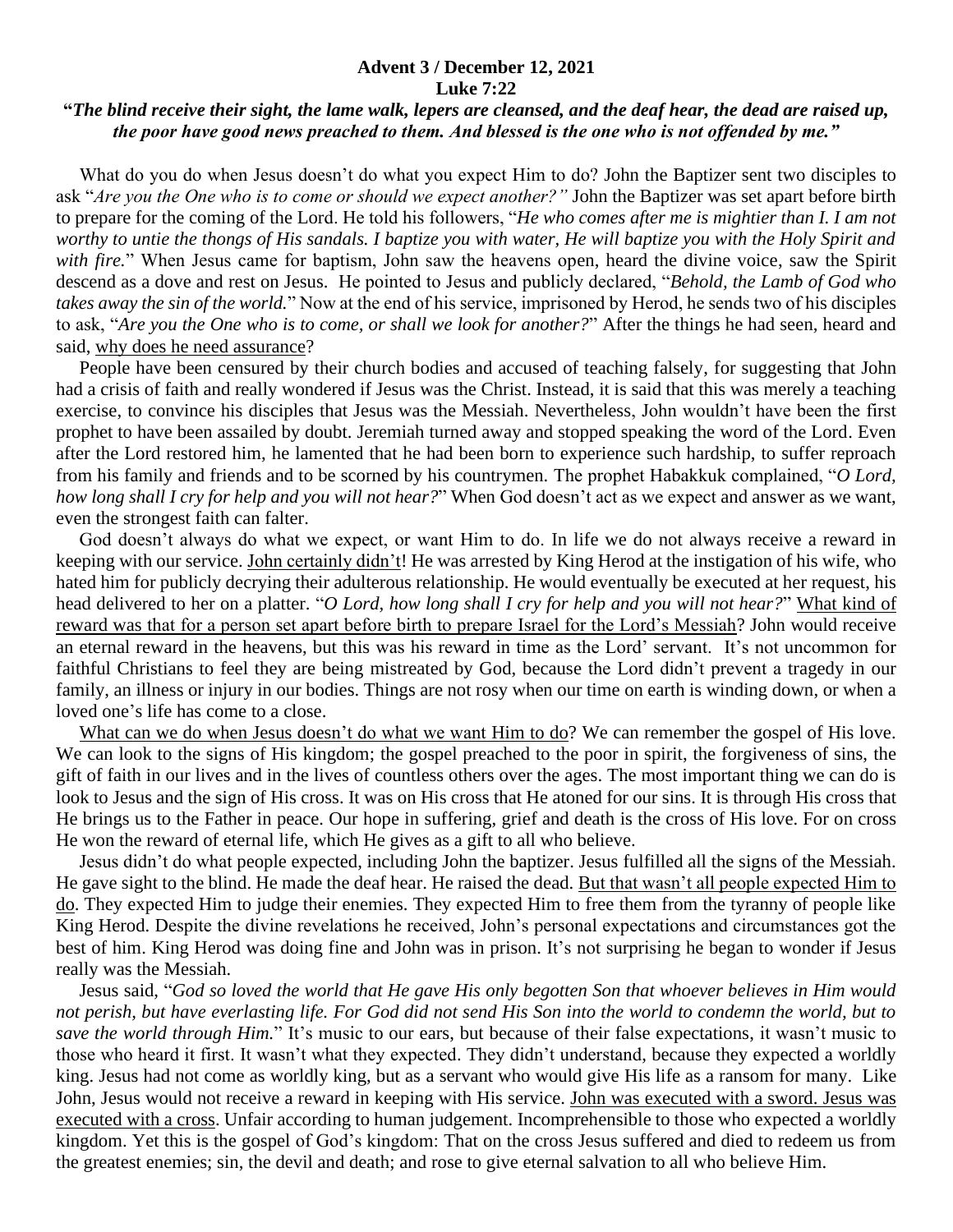**Advent 3 / December 12, 2021**
**Luke 7:22**

**"*The blind receive their sight, the lame walk, lepers are cleansed, and the deaf hear, the dead are raised up, the poor have good news preached to them. And blessed is the one who is not offended by me."***

What do you do when Jesus doesn't do what you expect Him to do? John the Baptizer sent two disciples to ask "*Are you the One who is to come or should we expect another?"* John the Baptizer was set apart before birth to prepare for the coming of the Lord. He told his followers, "*He who comes after me is mightier than I. I am not worthy to untie the thongs of His sandals. I baptize you with water, He will baptize you with the Holy Spirit and with fire.*" When Jesus came for baptism, John saw the heavens open, heard the divine voice, saw the Spirit descend as a dove and rest on Jesus. He pointed to Jesus and publicly declared, "*Behold, the Lamb of God who takes away the sin of the world.*" Now at the end of his service, imprisoned by Herod, he sends two of his disciples to ask, "*Are you the One who is to come, or shall we look for another?*" After the things he had seen, heard and said, <u>why does he need assurance</u>?

People have been censured by their church bodies and accused of teaching falsely, for suggesting that John had a crisis of faith and really wondered if Jesus was the Christ. Instead, it is said that this was merely a teaching exercise, to convince his disciples that Jesus was the Messiah. Nevertheless, John wouldn't have been the first prophet to have been assailed by doubt. Jeremiah turned away and stopped speaking the word of the Lord. Even after the Lord restored him, he lamented that he had been born to experience such hardship, to suffer reproach from his family and friends and to be scorned by his countrymen. The prophet Habakkuk complained, "*O Lord, how long shall I cry for help and you will not hear?*" When God doesn't act as we expect and answer as we want, even the strongest faith can falter.

God doesn't always do what we expect, or want Him to do. In life we do not always receive a reward in keeping with our service. <u>John certainly didn't</u>! He was arrested by King Herod at the instigation of his wife, who hated him for publicly decrying their adulterous relationship. He would eventually be executed at her request, his head delivered to her on a platter. "*O Lord, how long shall I cry for help and you will not hear?*" <u>What kind of reward was that for a person set apart before birth to prepare Israel for the Lord's Messiah</u>? John would receive an eternal reward in the heavens, but this was his reward in time as the Lord' servant. It's not uncommon for faithful Christians to feel they are being mistreated by God, because the Lord didn't prevent a tragedy in our family, an illness or injury in our bodies. Things are not rosy when our time on earth is winding down, or when a loved one's life has come to a close.

<u>What can we do when Jesus doesn't do what we want Him to do</u>? We can remember the gospel of His love. We can look to the signs of His kingdom; the gospel preached to the poor in spirit, the forgiveness of sins, the gift of faith in our lives and in the lives of countless others over the ages. The most important thing we can do is look to Jesus and the sign of His cross. It was on His cross that He atoned for our sins. It is through His cross that He brings us to the Father in peace. Our hope in suffering, grief and death is the cross of His love. For on cross He won the reward of eternal life, which He gives as a gift to all who believe.

Jesus didn't do what people expected, including John the baptizer. Jesus fulfilled all the signs of the Messiah. He gave sight to the blind. He made the deaf hear. He raised the dead. <u>But that wasn't all people expected Him to do</u>. They expected Him to judge their enemies. They expected Him to free them from the tyranny of people like King Herod. Despite the divine revelations he received, John's personal expectations and circumstances got the best of him. King Herod was doing fine and John was in prison. It's not surprising he began to wonder if Jesus really was the Messiah.

Jesus said, "*God so loved the world that He gave His only begotten Son that whoever believes in Him would not perish, but have everlasting life. For God did not send His Son into the world to condemn the world, but to save the world through Him.*" It's music to our ears, but because of their false expectations, it wasn't music to those who heard it first. It wasn't what they expected. They didn't understand, because they expected a worldly king. Jesus had not come as worldly king, but as a servant who would give His life as a ransom for many. Like John, Jesus would not receive a reward in keeping with His service. <u>John was executed with a sword. Jesus was executed with a cross</u>. Unfair according to human judgement. Incomprehensible to those who expected a worldly kingdom. Yet this is the gospel of God's kingdom: That on the cross Jesus suffered and died to redeem us from the greatest enemies; sin, the devil and death; and rose to give eternal salvation to all who believe Him.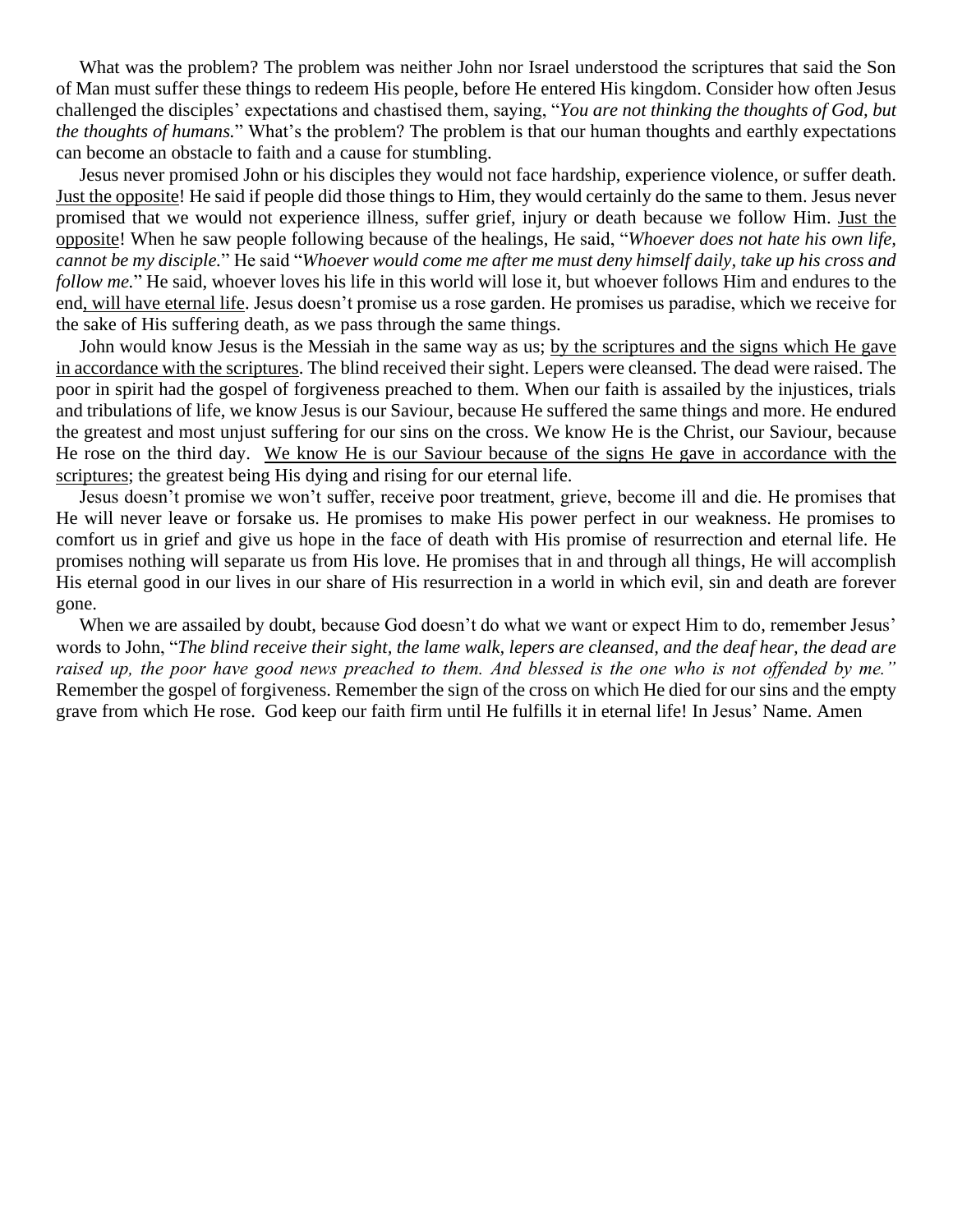What was the problem? The problem was neither John nor Israel understood the scriptures that said the Son of Man must suffer these things to redeem His people, before He entered His kingdom. Consider how often Jesus challenged the disciples' expectations and chastised them, saying, "*You are not thinking the thoughts of God, but the thoughts of humans.*" What's the problem? The problem is that our human thoughts and earthly expectations can become an obstacle to faith and a cause for stumbling.

Jesus never promised John or his disciples they would not face hardship, experience violence, or suffer death. Just the opposite! He said if people did those things to Him, they would certainly do the same to them. Jesus never promised that we would not experience illness, suffer grief, injury or death because we follow Him. Just the opposite! When he saw people following because of the healings, He said, "*Whoever does not hate his own life, cannot be my disciple.*" He said "*Whoever would come me after me must deny himself daily, take up his cross and follow me.*" He said, whoever loves his life in this world will lose it, but whoever follows Him and endures to the end, will have eternal life. Jesus doesn't promise us a rose garden. He promises us paradise, which we receive for the sake of His suffering death, as we pass through the same things.

John would know Jesus is the Messiah in the same way as us; by the scriptures and the signs which He gave in accordance with the scriptures. The blind received their sight. Lepers were cleansed. The dead were raised. The poor in spirit had the gospel of forgiveness preached to them. When our faith is assailed by the injustices, trials and tribulations of life, we know Jesus is our Saviour, because He suffered the same things and more. He endured the greatest and most unjust suffering for our sins on the cross. We know He is the Christ, our Saviour, because He rose on the third day. We know He is our Saviour because of the signs He gave in accordance with the scriptures; the greatest being His dying and rising for our eternal life.

Jesus doesn't promise we won't suffer, receive poor treatment, grieve, become ill and die. He promises that He will never leave or forsake us. He promises to make His power perfect in our weakness. He promises to comfort us in grief and give us hope in the face of death with His promise of resurrection and eternal life. He promises nothing will separate us from His love. He promises that in and through all things, He will accomplish His eternal good in our lives in our share of His resurrection in a world in which evil, sin and death are forever gone.

When we are assailed by doubt, because God doesn't do what we want or expect Him to do, remember Jesus' words to John, "*The blind receive their sight, the lame walk, lepers are cleansed, and the deaf hear, the dead are raised up, the poor have good news preached to them. And blessed is the one who is not offended by me.*" Remember the gospel of forgiveness. Remember the sign of the cross on which He died for our sins and the empty grave from which He rose. God keep our faith firm until He fulfills it in eternal life! In Jesus' Name. Amen